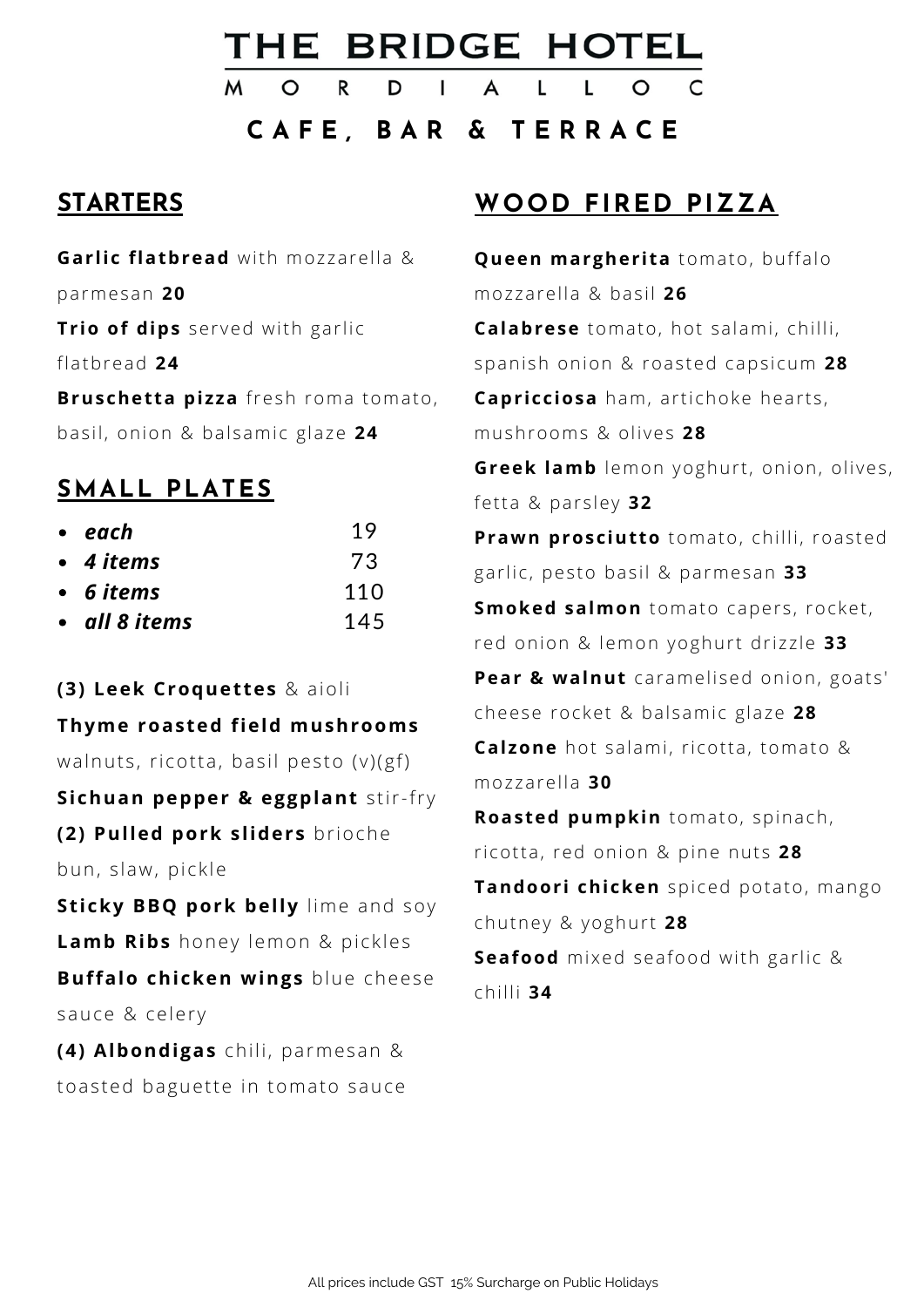# THE BRIDGE HOTEL

MORDIALLOC

CAFE, BAR & TERRACE

## STARTERS

**Garlic flatbread** with mozzarella & parmesan **20**

**Trio of dips** served with garlic flatbread **24**

**Bruschetta pizza** fresh roma tomato, basil, onion & balsamic glaze **24**

## SMALL PLATES

- ***each*** 19
- ***4 items*** 73
- ***6 items*** 110
- ***all 8 items*** 145

**(3) Leek Croquettes** & aioli

**Thyme roasted field mushrooms** walnuts, ricotta, basil pesto (v)(gf)

**Sichuan pepper & eggplant** stir-fry

**(2) Pulled pork sliders** brioche bun, slaw, pickle

**Sticky BBQ pork belly** lime and soy

**Lamb Ribs** honey lemon & pickles

**Buffalo chicken wings** blue cheese sauce & celery

**(4) Albondigas** chili, parmesan & toasted baguette in tomato sauce

## WOOD FIRED PIZZA

**Queen margherita** tomato, buffalo mozzarella & basil **26**

**Calabrese** tomato, hot salami, chilli, spanish onion & roasted capsicum **28**

**Capricciosa** ham, artichoke hearts, mushrooms & olives **28**

**Greek lamb** lemon yoghurt, onion, olives, fetta & parsley **32**

**Prawn prosciutto** tomato, chilli, roasted garlic, pesto basil & parmesan **33**

**Smoked salmon** tomato capers, rocket, red onion & lemon yoghurt drizzle **33**

**Pear & walnut** caramelised onion, goats' cheese rocket & balsamic glaze **28**

**Calzone** hot salami, ricotta, tomato & mozzarella **30**

**Roasted pumpkin** tomato, spinach, ricotta, red onion & pine nuts **28**

**Tandoori chicken** spiced potato, mango chutney & yoghurt **28**

**Seafood** mixed seafood with garlic & chilli **34**

All prices include GST 15% Surcharge on Public Holidays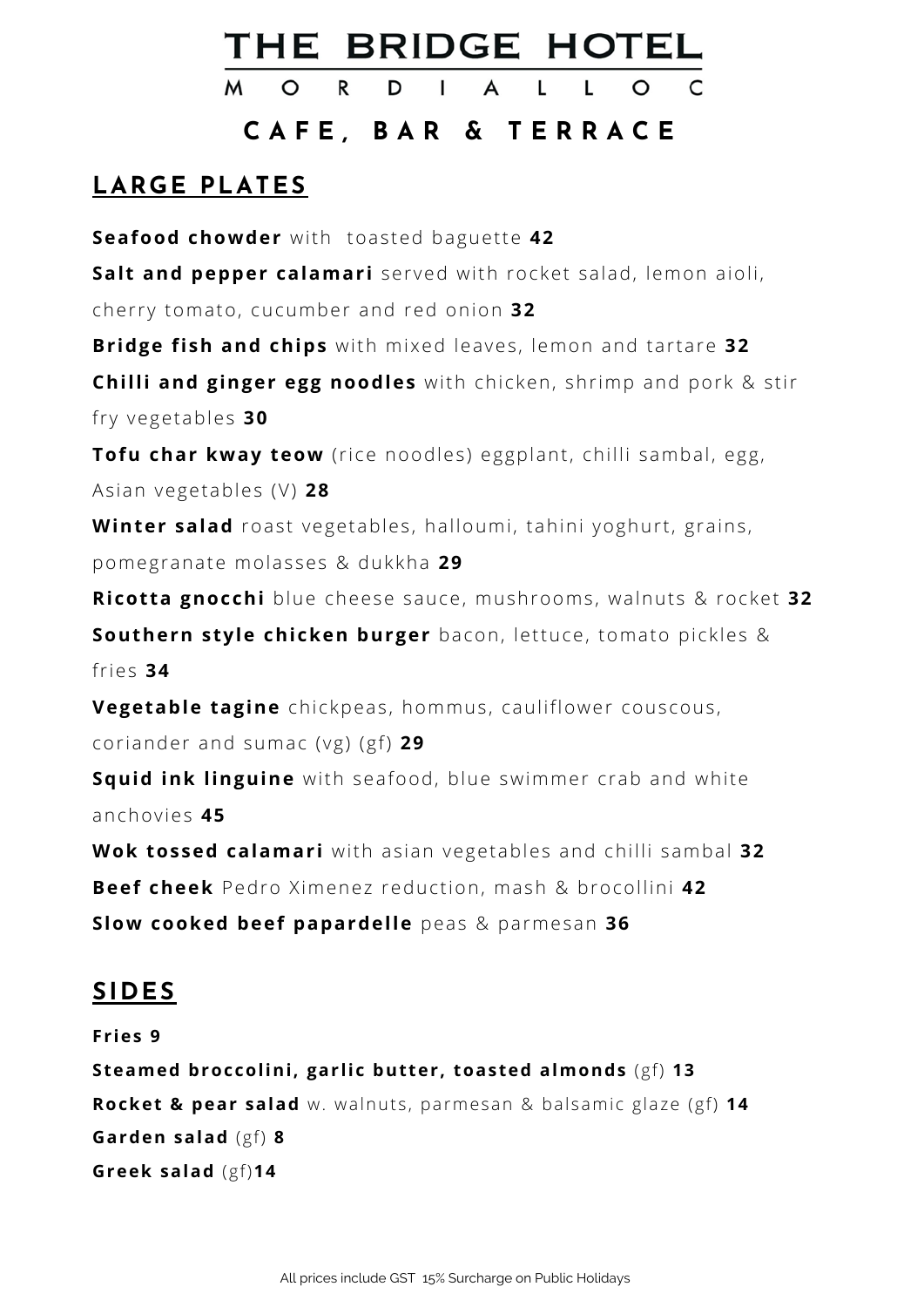# THE BRIDGE HOTEL

MORDIALLOC

## CAFE, BAR & TERRACE

## LARGE PLATES

**Seafood chowder** with toasted baguette **42**

**Salt and pepper calamari** served with rocket salad, lemon aioli, cherry tomato, cucumber and red onion **32**

**Bridge fish and chips** with mixed leaves, lemon and tartare **32**

**Chilli and ginger egg noodles** with chicken, shrimp and pork & stir fry vegetables **30**

**Tofu char kway teow** (rice noodles) eggplant, chilli sambal, egg, Asian vegetables (V) **28**

**Winter salad** roast vegetables, halloumi, tahini yoghurt, grains, pomegranate molasses & dukkha **29**

**Ricotta gnocchi** blue cheese sauce, mushrooms, walnuts & rocket **32**

**Southern style chicken burger** bacon, lettuce, tomato pickles & fries **34**

**Vegetable tagine** chickpeas, hommus, cauliflower couscous, coriander and sumac (vg) (gf) **29**

**Squid ink linguine** with seafood, blue swimmer crab and white anchovies **45**

**Wok tossed calamari** with asian vegetables and chilli sambal **32**

**Beef cheek** Pedro Ximenez reduction, mash & brocollini **42**

**Slow cooked beef papardelle** peas & parmesan **36**

## SIDES

**Fries 9**

**Steamed broccolini, garlic butter, toasted almonds** (gf) **13**

**Rocket & pear salad** w. walnuts, parmesan & balsamic glaze (gf) **14**

**Garden salad** (gf) **8**

**Greek salad** (gf)**14**

All prices include GST 15% Surcharge on Public Holidays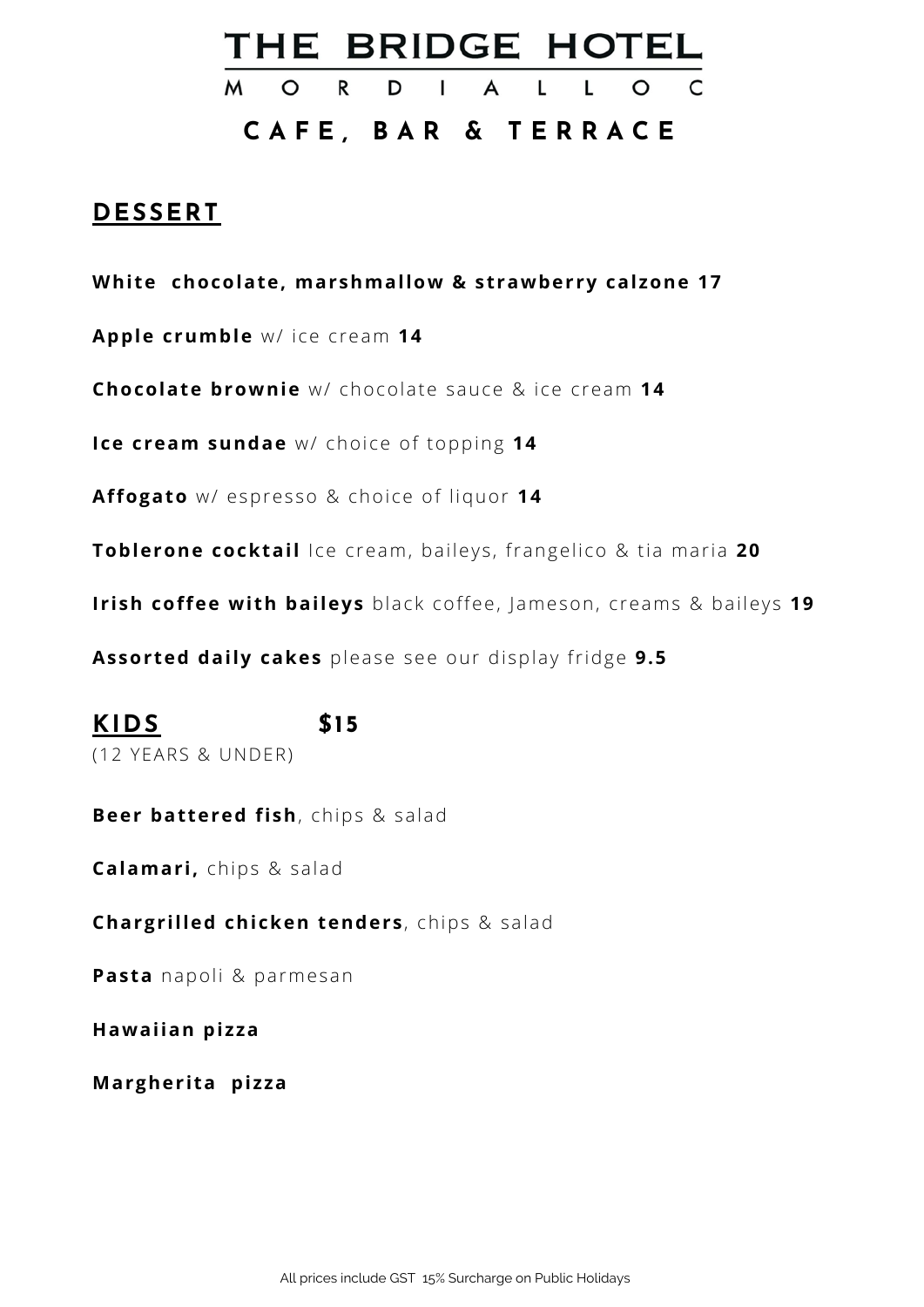# THE BRIDGE HOTEL

MORDIALLOC

## CAFE, BAR & TERRACE

## DESSERT

**White chocolate, marshmallow & strawberry calzone 17**

**Apple crumble** w/ ice cream **14**

**Chocolate brownie** w/ chocolate sauce & ice cream **14**

**Ice cream sundae** w/ choice of topping **14**

**Affogato** w/ espresso & choice of liquor **14**

**Toblerone cocktail** Ice cream, baileys, frangelico & tia maria **20**

**Irish coffee with baileys** black coffee, Jameson, creams & baileys **19**

**Assorted daily cakes** please see our display fridge **9.5**

## KIDS $15

(12 YEARS & UNDER)

**Beer battered fish**, chips & salad

**Calamari,** chips & salad

**Chargrilled chicken tenders**, chips & salad

**Pasta** napoli & parmesan

**Hawaiian pizza**

**Margherita pizza**

All prices include GST 15% Surcharge on Public Holidays